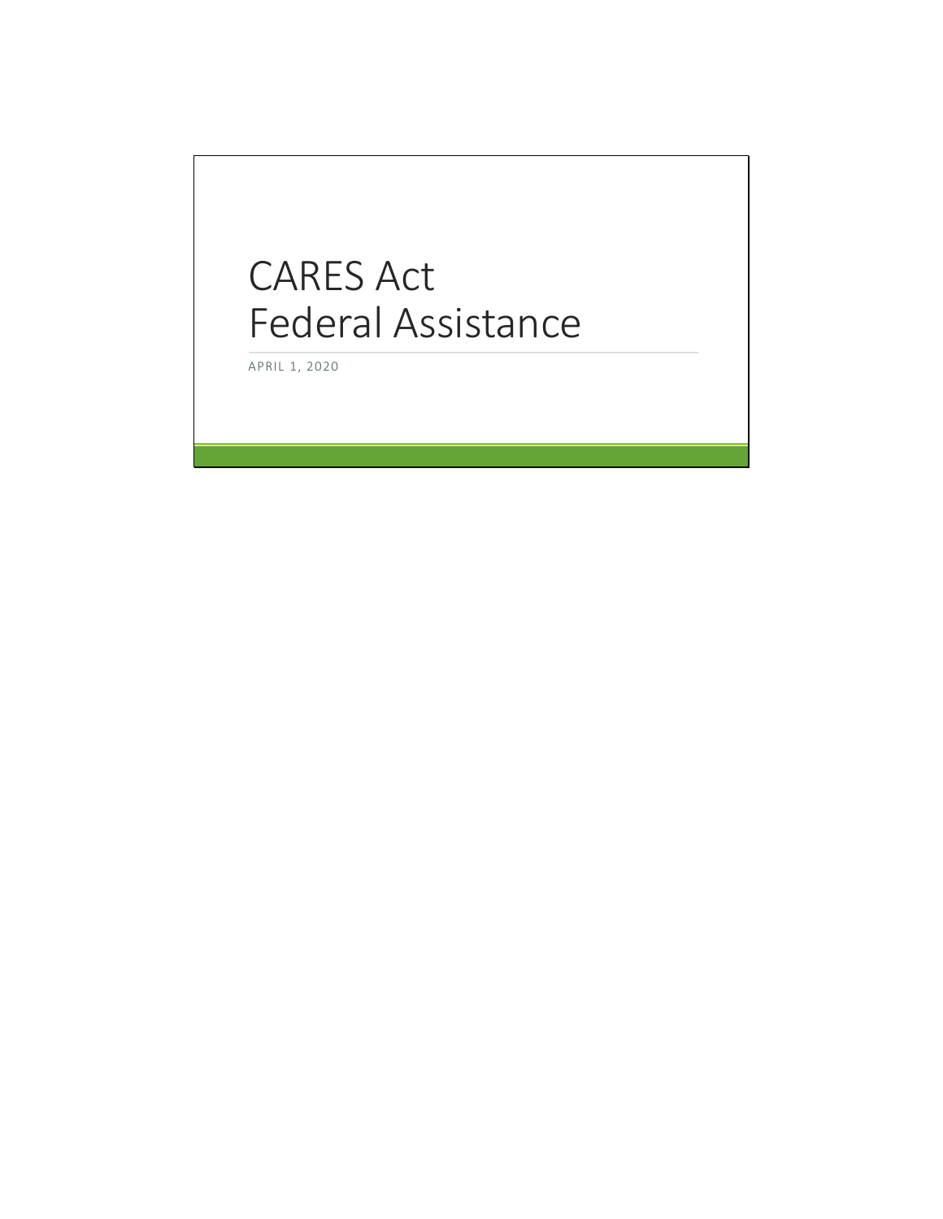# CARES Act Federal Assistance

APRIL 1, 2020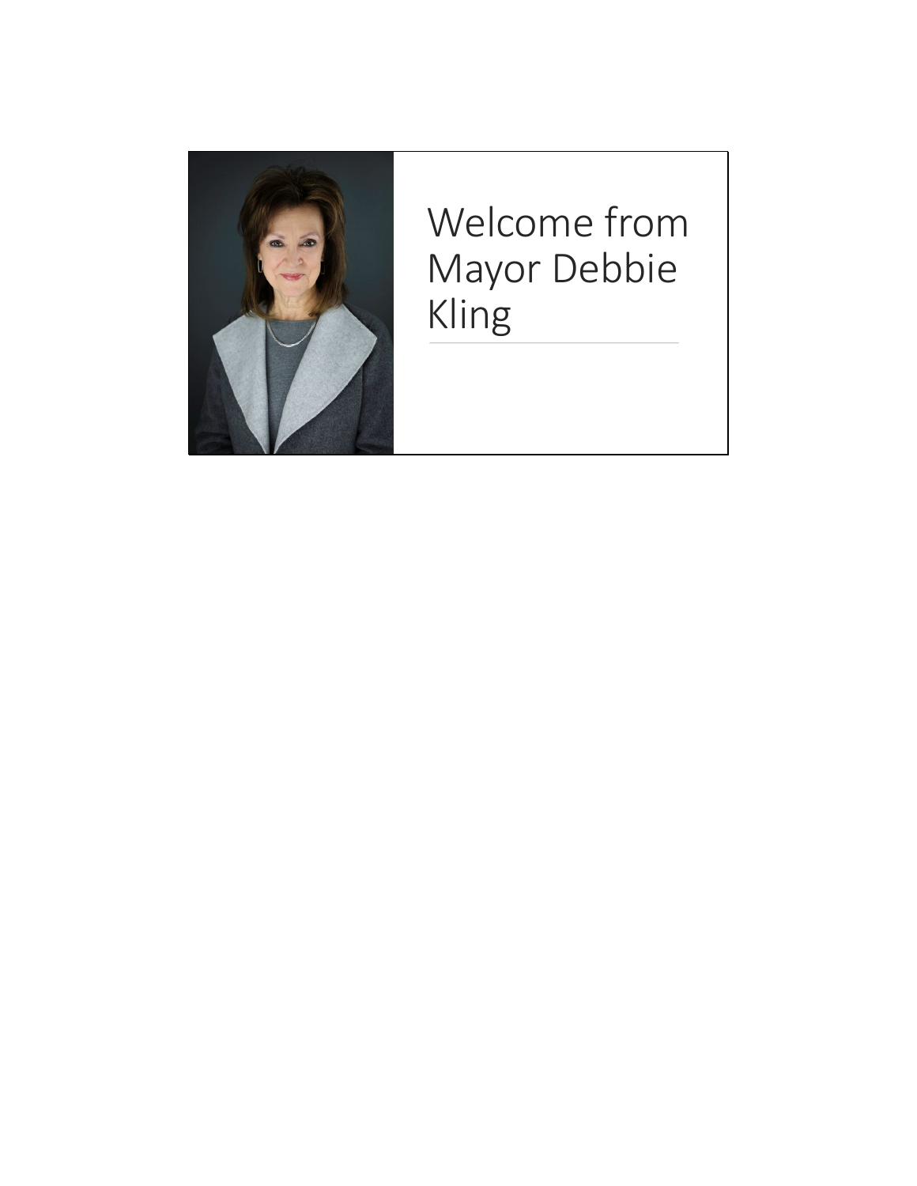# Welcome from Mayor Debbie Kling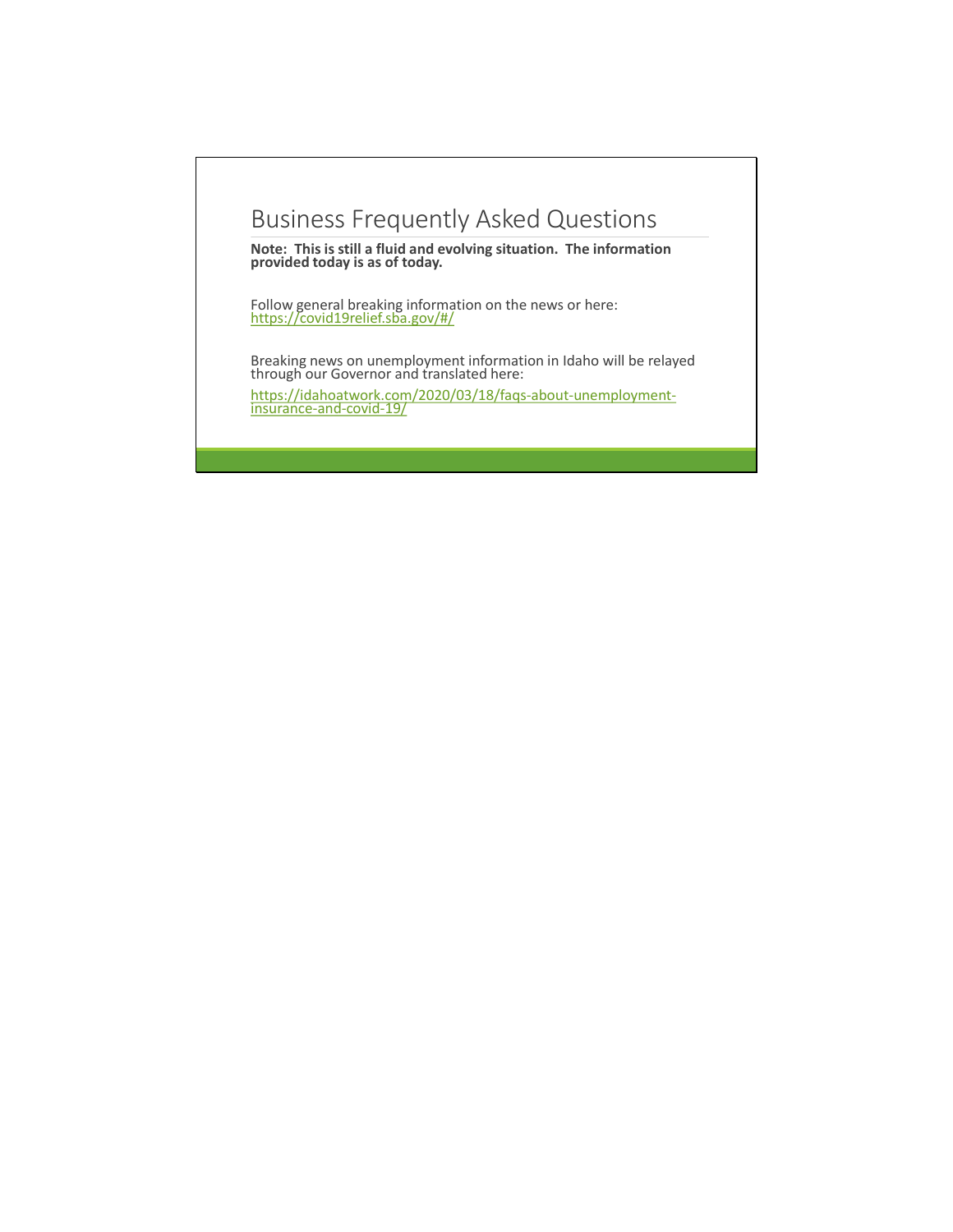# Business Frequently Asked Questions

**Note: This is still a fluid and evolving situation. The information provided today is as of today.**

Follow general breaking information on the news or here: https://covid19relief.sba.gov/#/

Breaking news on unemployment information in Idaho will be relayed through our Governor and translated here:

https://idahoatwork.com/2020/03/18/faqs-about-unemployment-insurance-and-covid-19/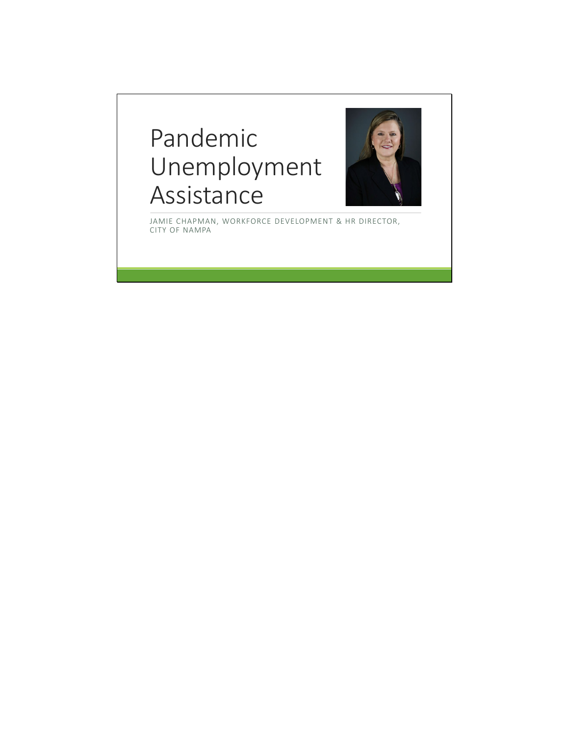# Pandemic Unemployment Assistance

JAMIE CHAPMAN, WORKFORCE DEVELOPMENT & HR DIRECTOR, CITY OF NAMPA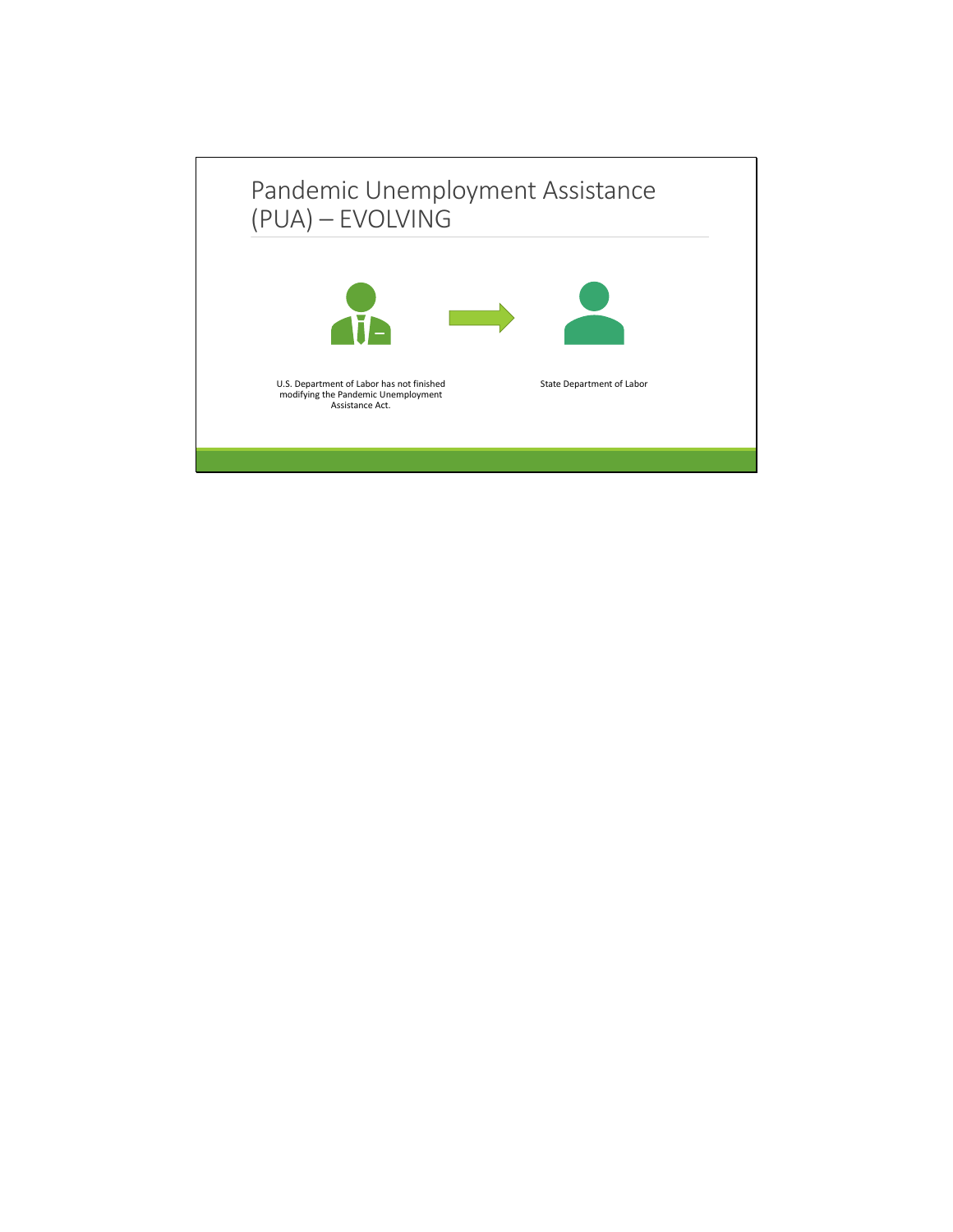# Pandemic Unemployment Assistance (PUA) – EVOLVING

U.S. Department of Labor has not finished modifying the Pandemic Unemployment Assistance Act.

State Department of Labor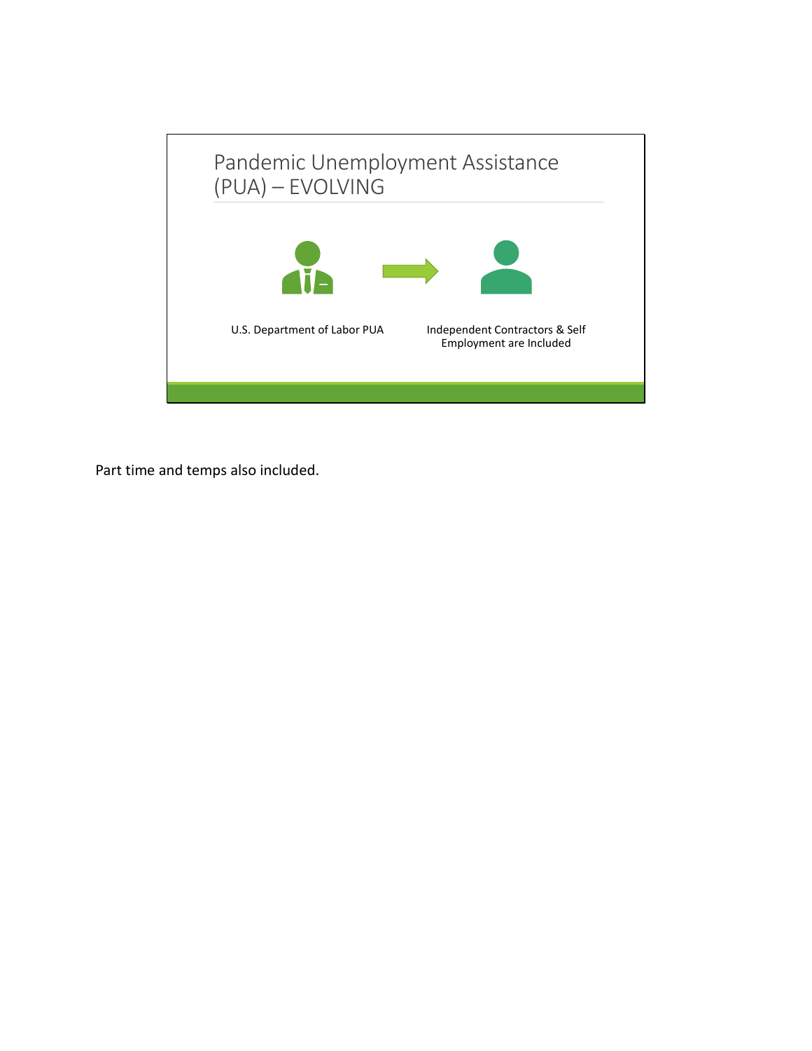## Pandemic Unemployment Assistance (PUA) – EVOLVING

U.S. Department of Labor PUA

Independent Contractors & Self Employment are Included

Part time and temps also included.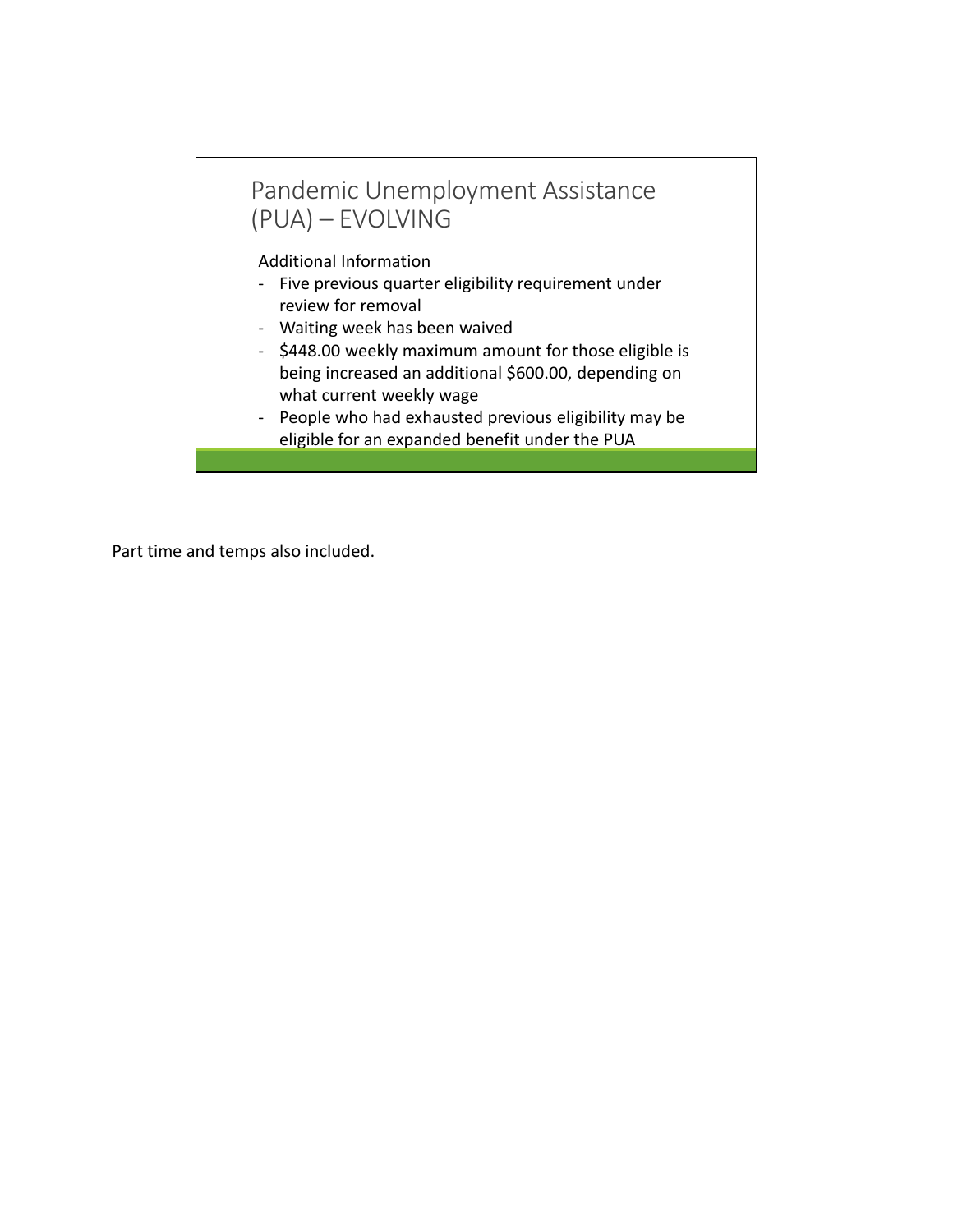## Pandemic Unemployment Assistance (PUA) – EVOLVING

Additional Information

- Five previous quarter eligibility requirement under review for removal
- Waiting week has been waived
- $448.00 weekly maximum amount for those eligible is being increased an additional $600.00, depending on what current weekly wage
- People who had exhausted previous eligibility may be eligible for an expanded benefit under the PUA

Part time and temps also included.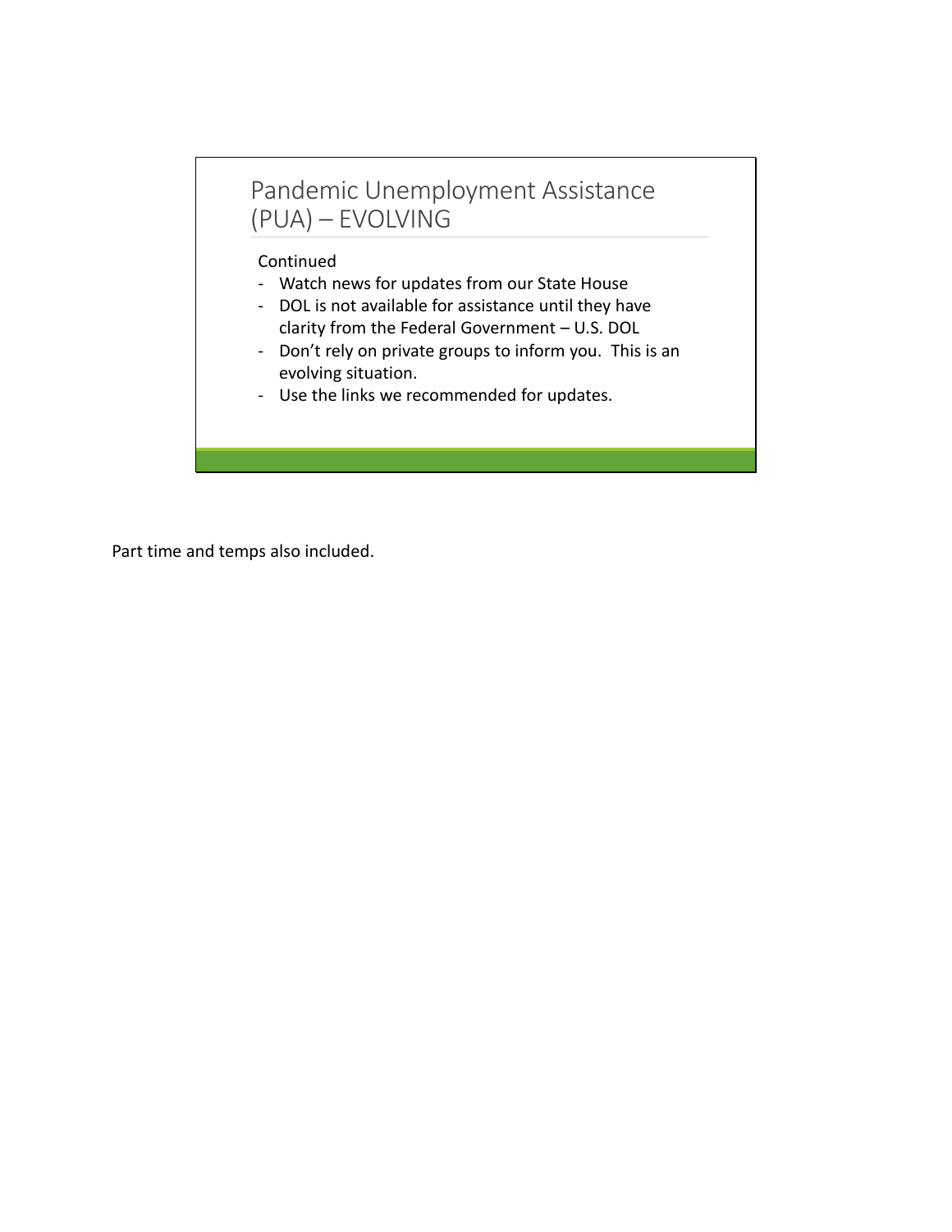## Pandemic Unemployment Assistance (PUA) – EVOLVING

Continued

- Watch news for updates from our State House
- DOL is not available for assistance until they have clarity from the Federal Government – U.S. DOL
- Don't rely on private groups to inform you. This is an evolving situation.
- Use the links we recommended for updates.

Part time and temps also included.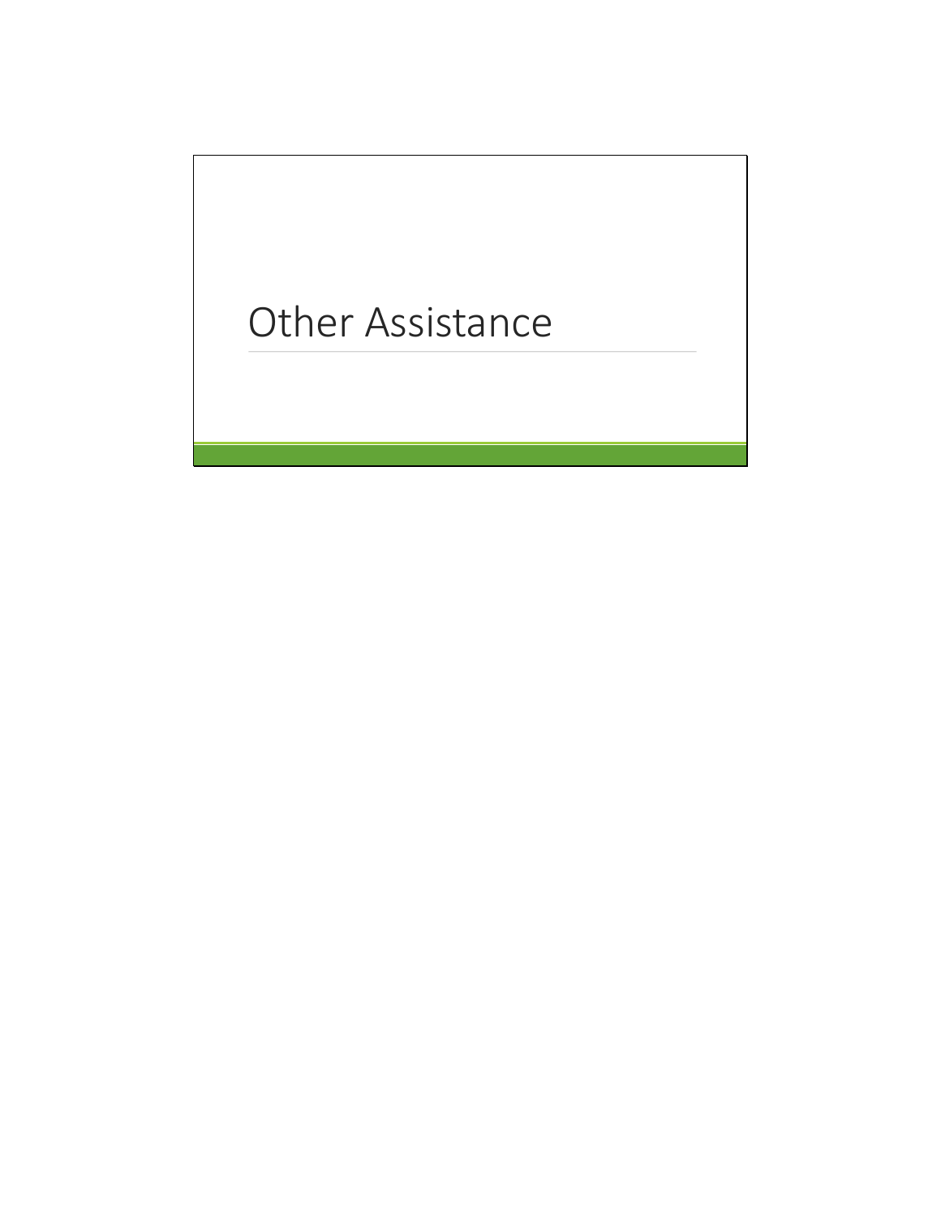# Other Assistance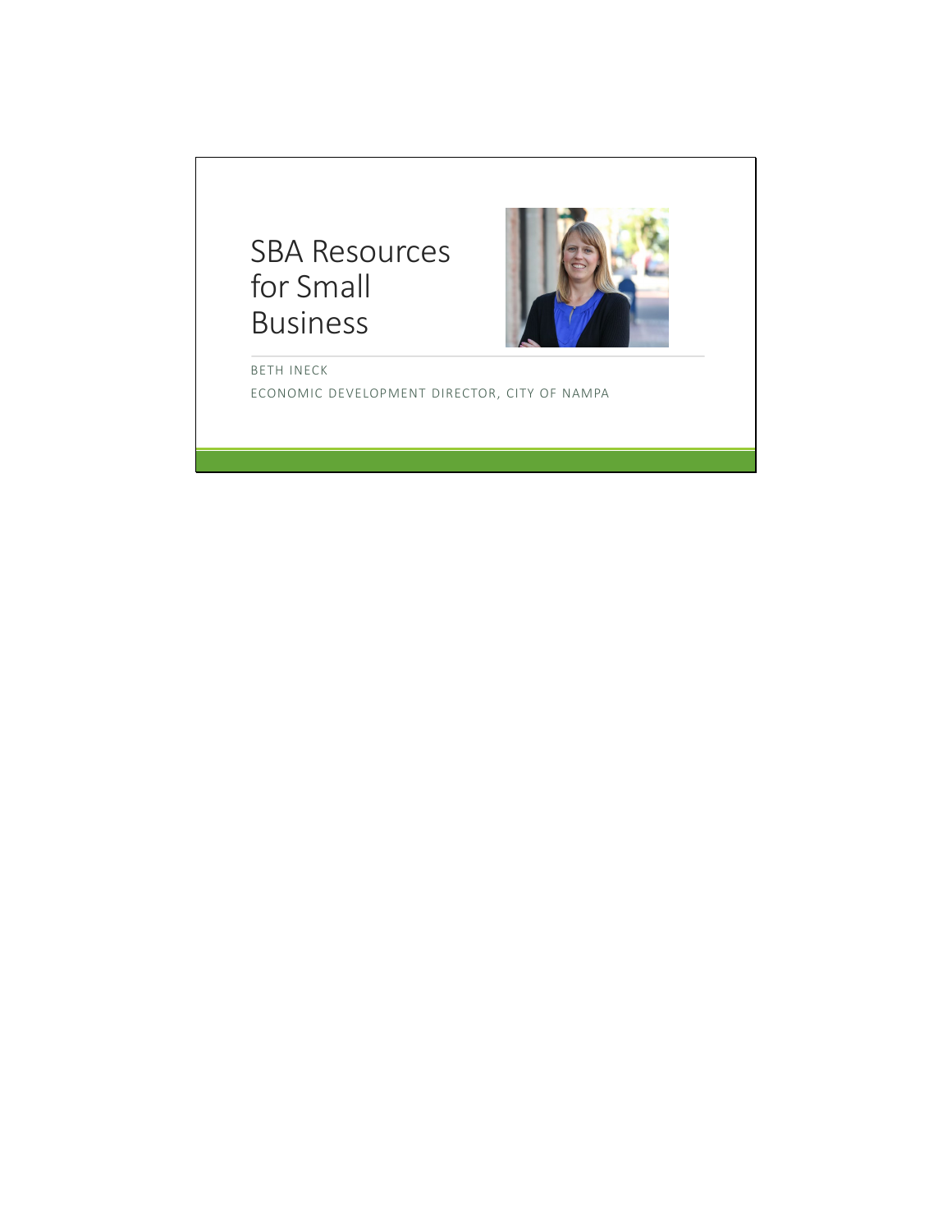# SBA Resources for Small Business

BETH INECK

ECONOMIC DEVELOPMENT DIRECTOR, CITY OF NAMPA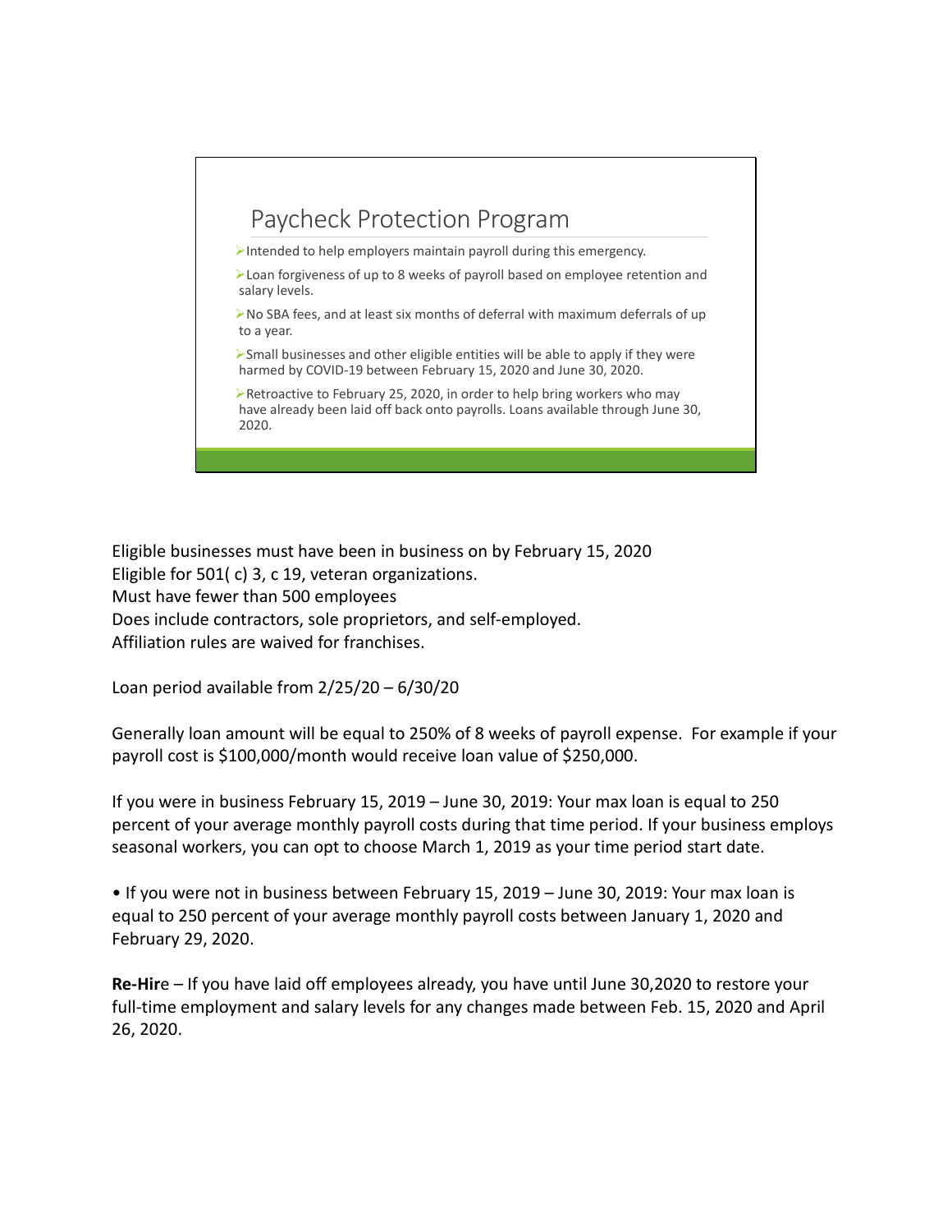## Paycheck Protection Program

- Intended to help employers maintain payroll during this emergency.
- Loan forgiveness of up to 8 weeks of payroll based on employee retention and salary levels.
- No SBA fees, and at least six months of deferral with maximum deferrals of up to a year.
- Small businesses and other eligible entities will be able to apply if they were harmed by COVID-19 between February 15, 2020 and June 30, 2020.
- Retroactive to February 25, 2020, in order to help bring workers who may have already been laid off back onto payrolls. Loans available through June 30, 2020.

Eligible businesses must have been in business on by February 15, 2020
Eligible for 501( c) 3, c 19, veteran organizations.
Must have fewer than 500 employees
Does include contractors, sole proprietors, and self-employed.
Affiliation rules are waived for franchises.

Loan period available from 2/25/20 – 6/30/20

Generally loan amount will be equal to 250% of 8 weeks of payroll expense. For example if your payroll cost is $100,000/month would receive loan value of $250,000.

If you were in business February 15, 2019 – June 30, 2019: Your max loan is equal to 250 percent of your average monthly payroll costs during that time period. If your business employs seasonal workers, you can opt to choose March 1, 2019 as your time period start date.

- If you were not in business between February 15, 2019 – June 30, 2019: Your max loan is equal to 250 percent of your average monthly payroll costs between January 1, 2020 and February 29, 2020.

**Re-Hir**e – If you have laid off employees already, you have until June 30,2020 to restore your full-time employment and salary levels for any changes made between Feb. 15, 2020 and April 26, 2020.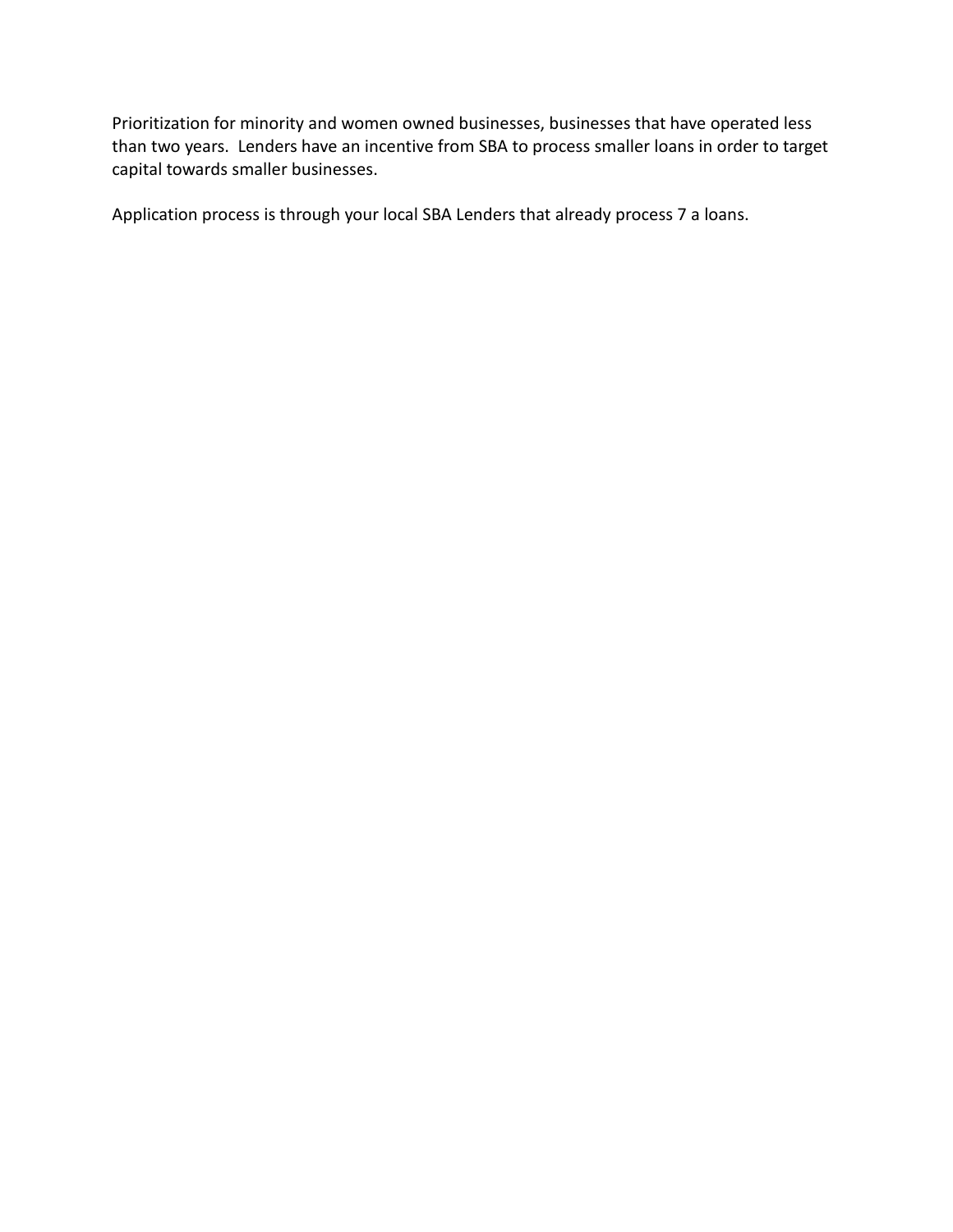Prioritization for minority and women owned businesses, businesses that have operated less than two years. Lenders have an incentive from SBA to process smaller loans in order to target capital towards smaller businesses.

Application process is through your local SBA Lenders that already process 7 a loans.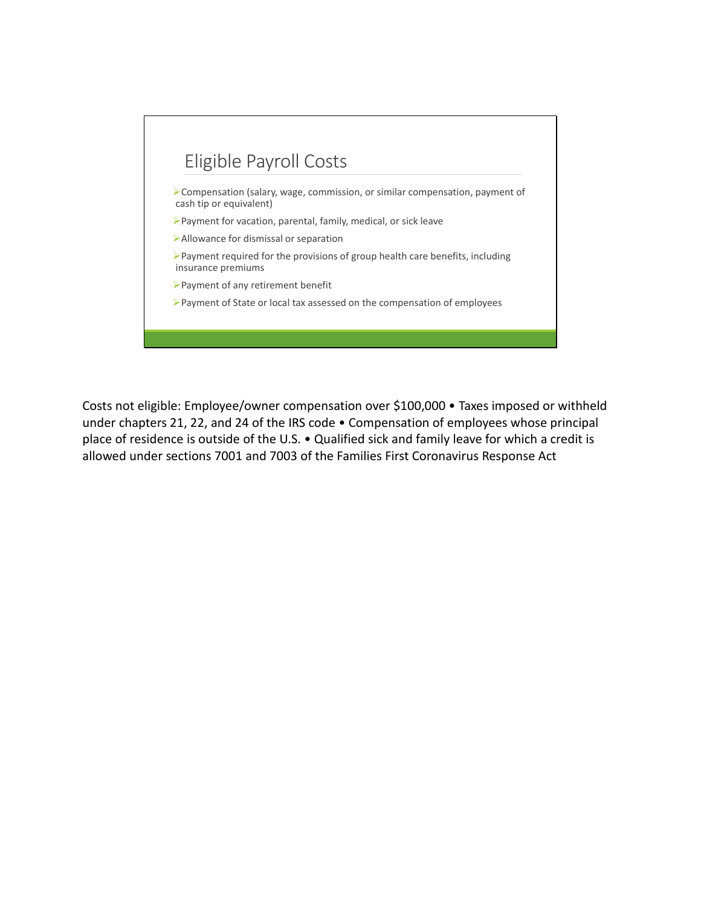## Eligible Payroll Costs

- Compensation (salary, wage, commission, or similar compensation, payment of cash tip or equivalent)
- Payment for vacation, parental, family, medical, or sick leave
- Allowance for dismissal or separation
- Payment required for the provisions of group health care benefits, including insurance premiums
- Payment of any retirement benefit
- Payment of State or local tax assessed on the compensation of employees

Costs not eligible: Employee/owner compensation over $100,000 • Taxes imposed or withheld under chapters 21, 22, and 24 of the IRS code • Compensation of employees whose principal place of residence is outside of the U.S. • Qualified sick and family leave for which a credit is allowed under sections 7001 and 7003 of the Families First Coronavirus Response Act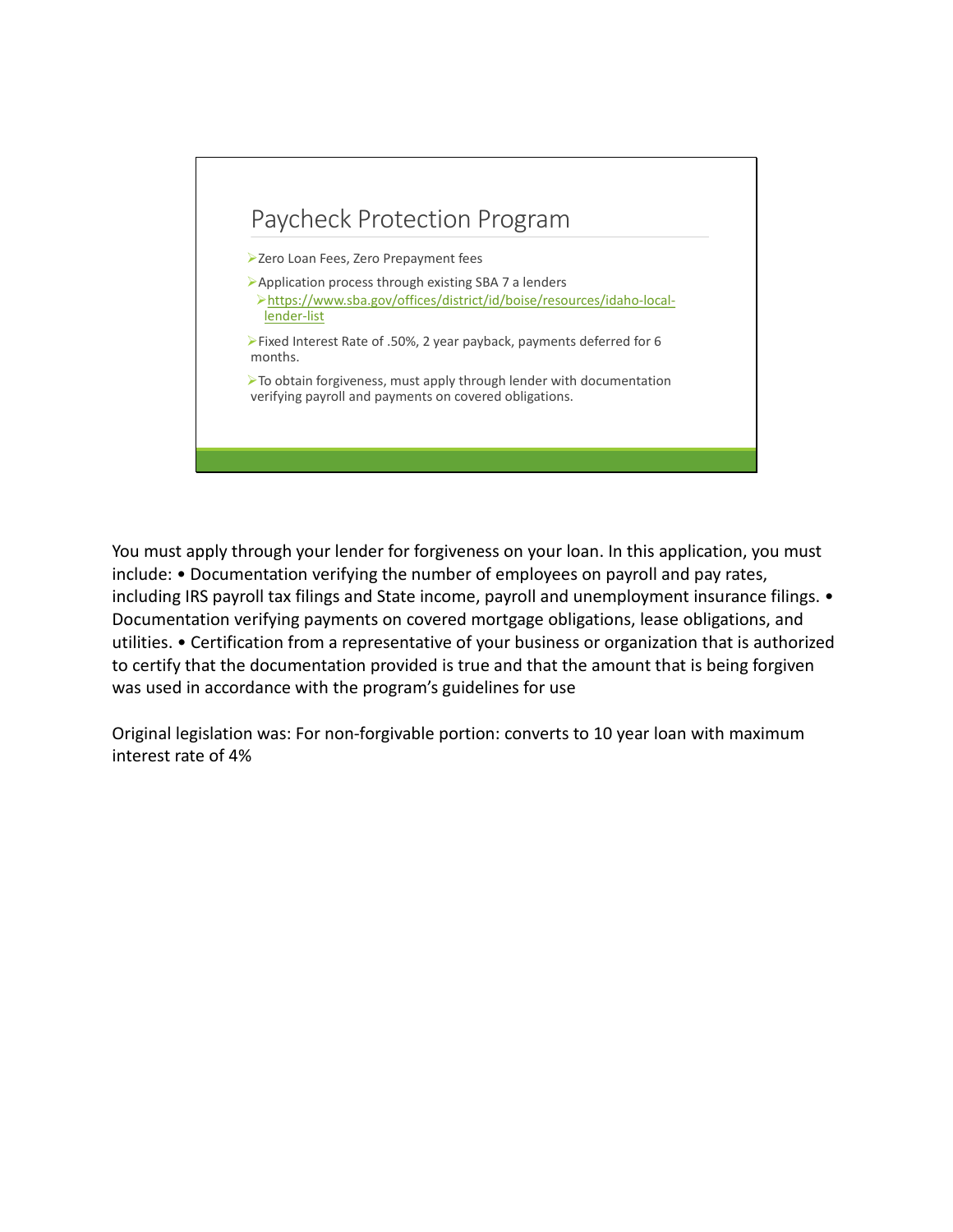## Paycheck Protection Program

- Zero Loan Fees, Zero Prepayment fees
- Application process through existing SBA 7 a lenders
  - [https://www.sba.gov/offices/district/id/boise/resources/idaho-local-lender-list](https://www.sba.gov/offices/district/id/boise/resources/idaho-local-lender-list)
- Fixed Interest Rate of .50%, 2 year payback, payments deferred for 6 months.
- To obtain forgiveness, must apply through lender with documentation verifying payroll and payments on covered obligations.

You must apply through your lender for forgiveness on your loan. In this application, you must include: • Documentation verifying the number of employees on payroll and pay rates, including IRS payroll tax filings and State income, payroll and unemployment insurance filings. • Documentation verifying payments on covered mortgage obligations, lease obligations, and utilities. • Certification from a representative of your business or organization that is authorized to certify that the documentation provided is true and that the amount that is being forgiven was used in accordance with the program's guidelines for use

Original legislation was: For non-forgivable portion: converts to 10 year loan with maximum interest rate of 4%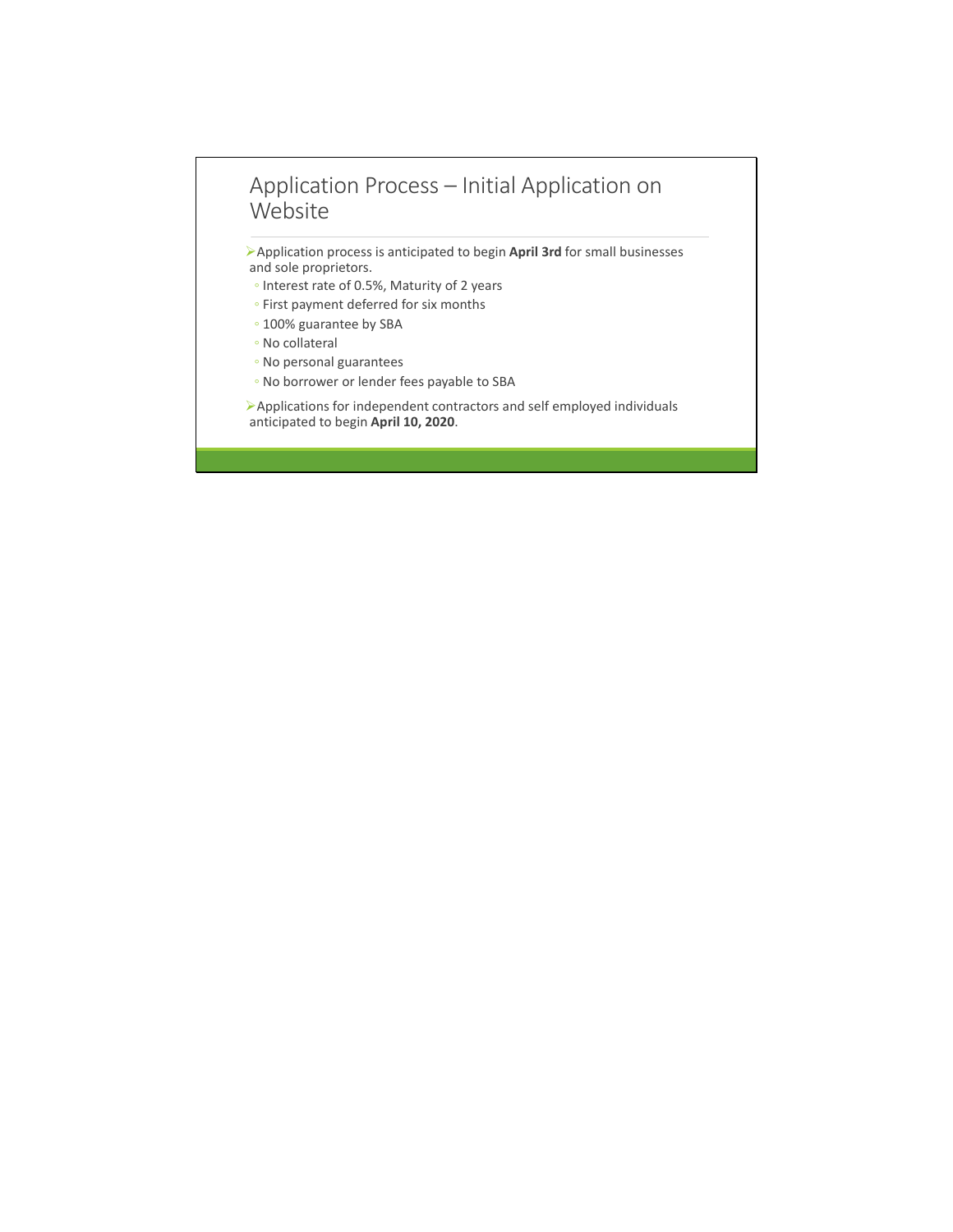# Application Process – Initial Application on Website

- Application process is anticipated to begin **April 3rd** for small businesses and sole proprietors.
  - Interest rate of 0.5%, Maturity of 2 years
  - First payment deferred for six months
  - 100% guarantee by SBA
  - No collateral
  - No personal guarantees
  - No borrower or lender fees payable to SBA
- Applications for independent contractors and self employed individuals anticipated to begin **April 10, 2020**.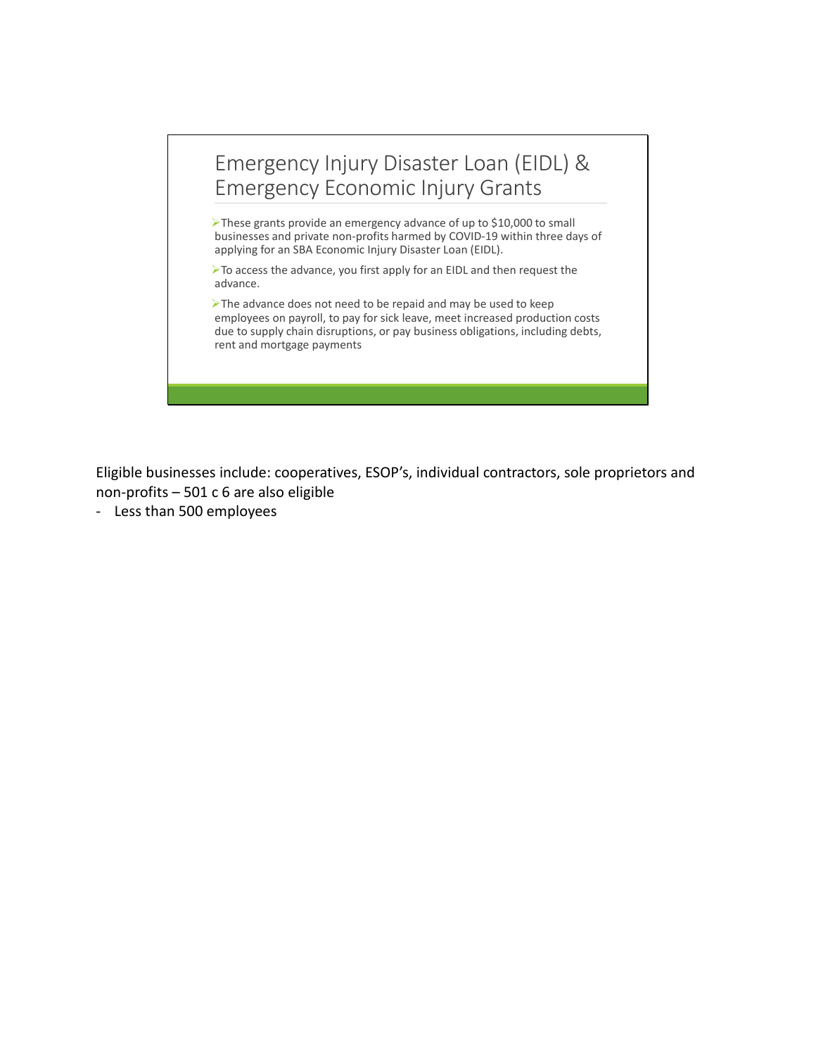## Emergency Injury Disaster Loan (EIDL) & Emergency Economic Injury Grants

- These grants provide an emergency advance of up to $10,000 to small businesses and private non-profits harmed by COVID-19 within three days of applying for an SBA Economic Injury Disaster Loan (EIDL).
- To access the advance, you first apply for an EIDL and then request the advance.
- The advance does not need to be repaid and may be used to keep employees on payroll, to pay for sick leave, meet increased production costs due to supply chain disruptions, or pay business obligations, including debts, rent and mortgage payments

Eligible businesses include: cooperatives, ESOP's, individual contractors, sole proprietors and non-profits – 501 c 6 are also eligible

- Less than 500 employees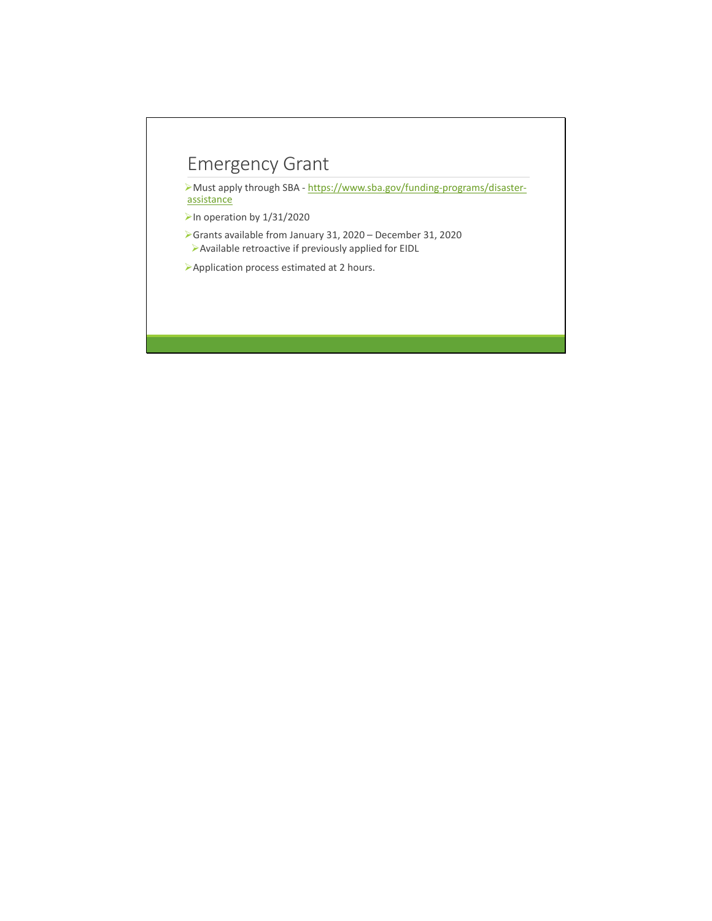# Emergency Grant

- Must apply through SBA - [https://www.sba.gov/funding-programs/disaster-assistance](https://www.sba.gov/funding-programs/disaster-assistance)
- In operation by 1/31/2020
- Grants available from January 31, 2020 – December 31, 2020
  - Available retroactive if previously applied for EIDL
- Application process estimated at 2 hours.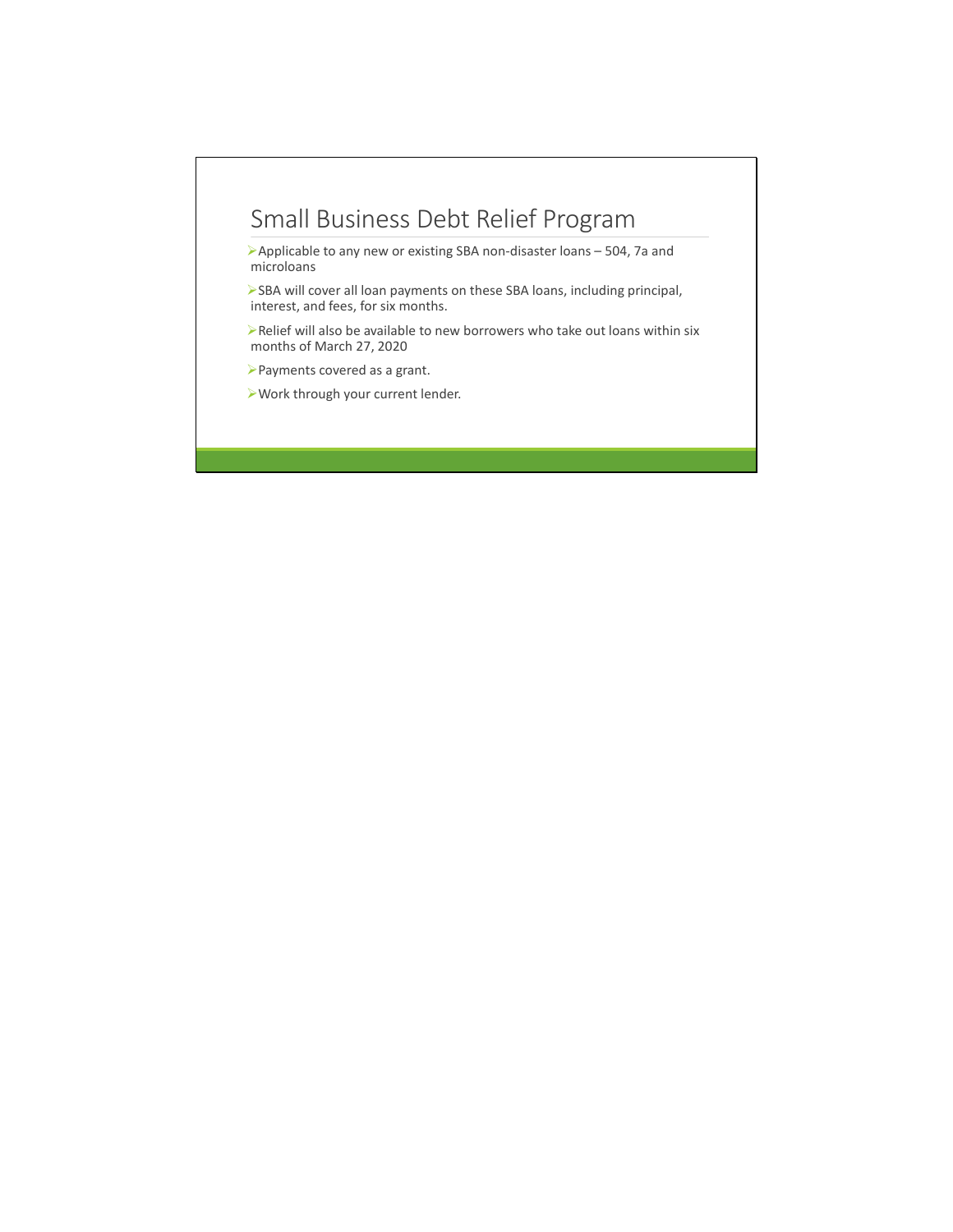## Small Business Debt Relief Program

- Applicable to any new or existing SBA non-disaster loans – 504, 7a and microloans
- SBA will cover all loan payments on these SBA loans, including principal, interest, and fees, for six months.
- Relief will also be available to new borrowers who take out loans within six months of March 27, 2020
- Payments covered as a grant.
- Work through your current lender.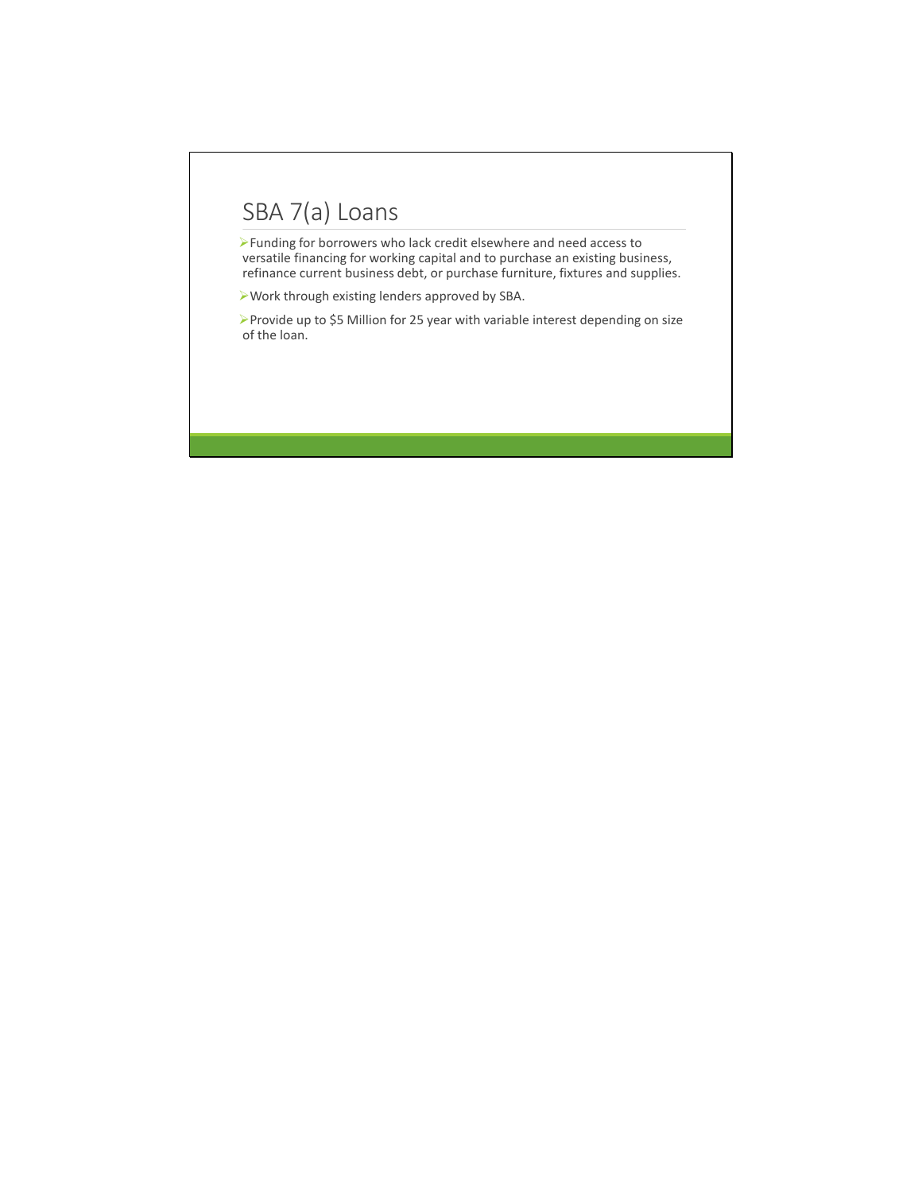# SBA 7(a) Loans

- Funding for borrowers who lack credit elsewhere and need access to versatile financing for working capital and to purchase an existing business, refinance current business debt, or purchase furniture, fixtures and supplies.
- Work through existing lenders approved by SBA.
- Provide up to $5 Million for 25 year with variable interest depending on size of the loan.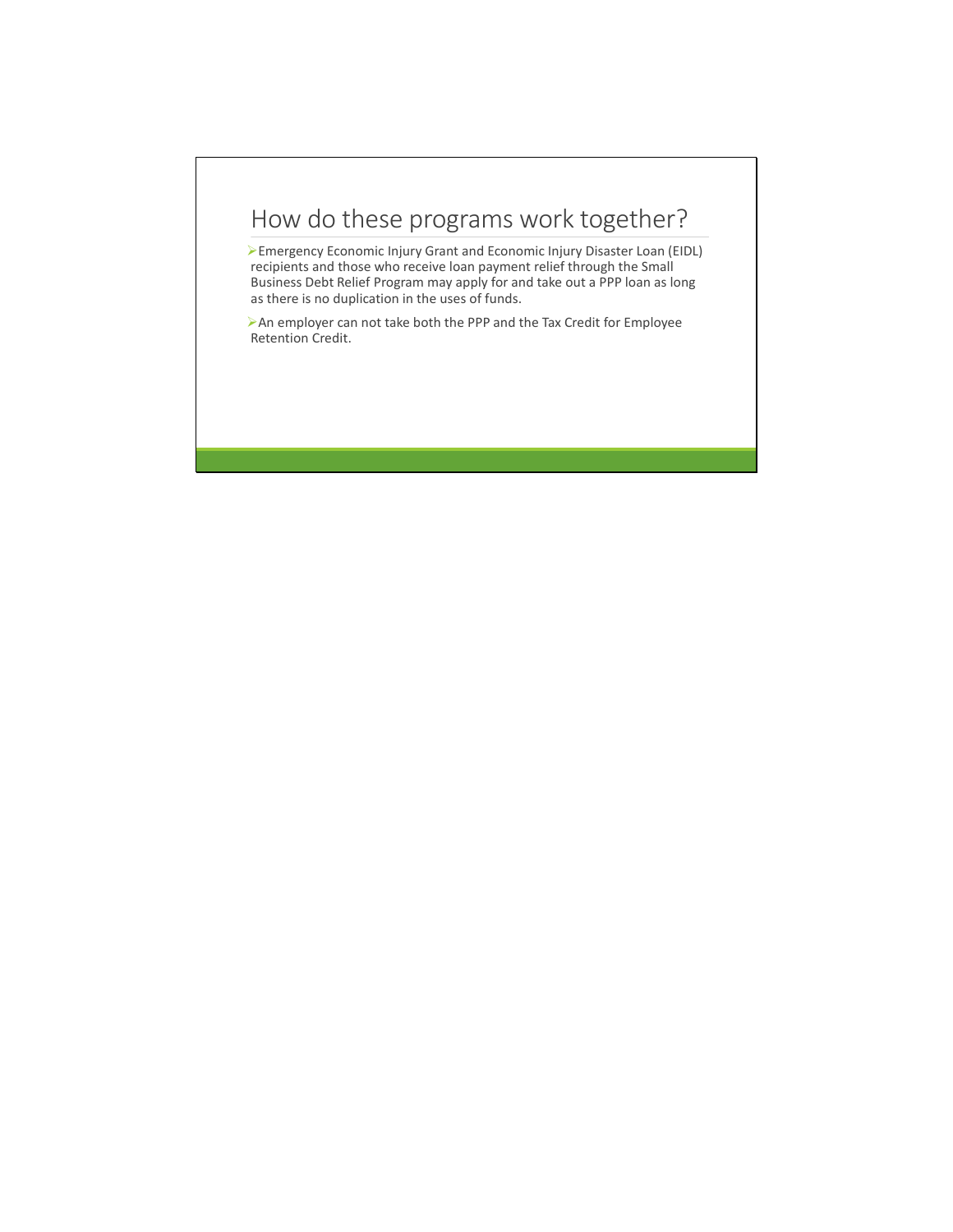# How do these programs work together?

- Emergency Economic Injury Grant and Economic Injury Disaster Loan (EIDL) recipients and those who receive loan payment relief through the Small Business Debt Relief Program may apply for and take out a PPP loan as long as there is no duplication in the uses of funds.
- An employer can not take both the PPP and the Tax Credit for Employee Retention Credit.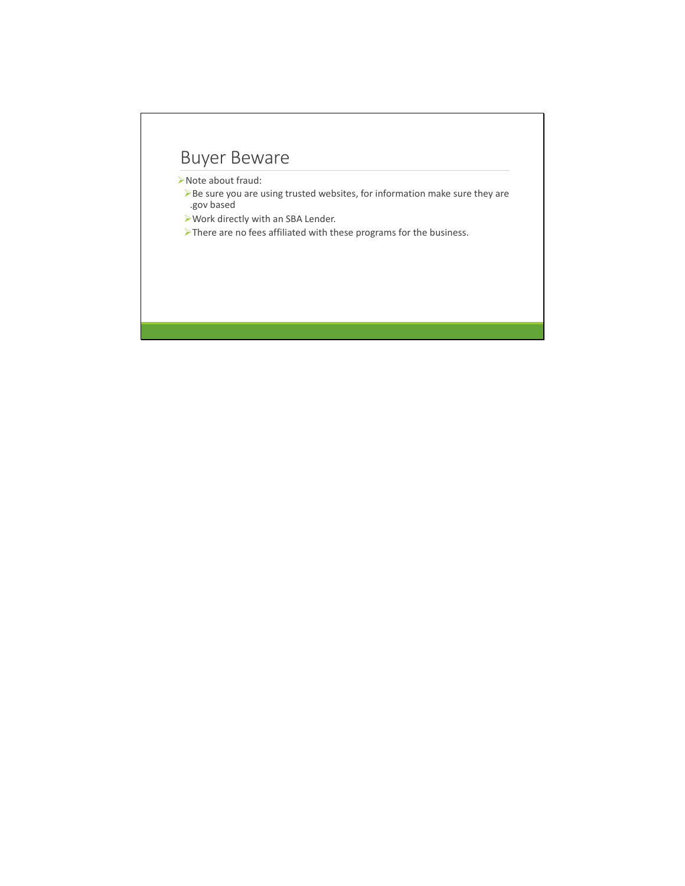# Buyer Beware

- Note about fraud:
  - Be sure you are using trusted websites, for information make sure they are .gov based
  - Work directly with an SBA Lender.
  - There are no fees affiliated with these programs for the business.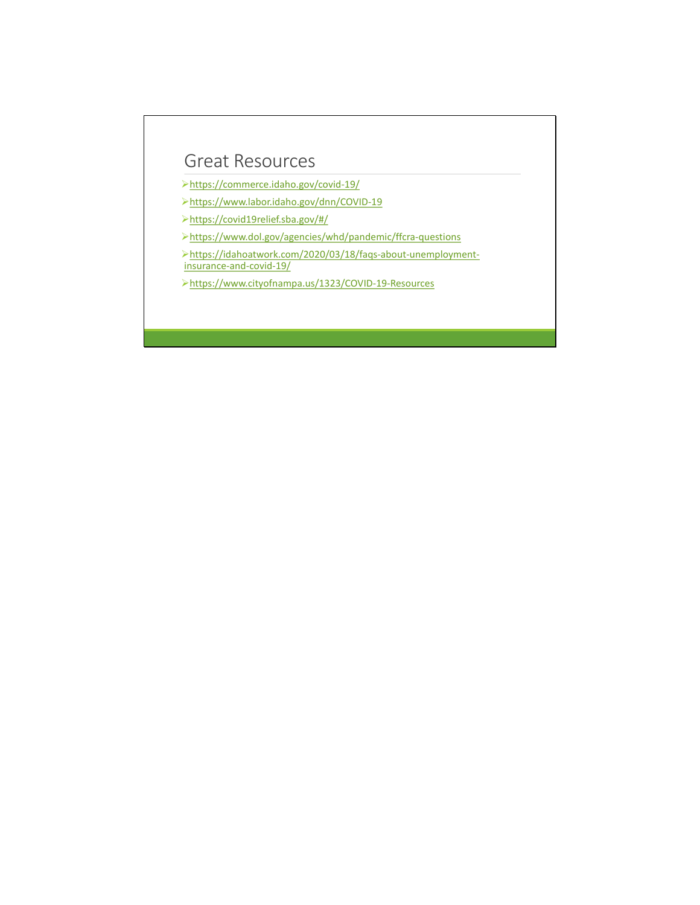# Great Resources

- https://commerce.idaho.gov/covid-19/
- https://www.labor.idaho.gov/dnn/COVID-19
- https://covid19relief.sba.gov/#/
- https://www.dol.gov/agencies/whd/pandemic/ffcra-questions
- https://idahoatwork.com/2020/03/18/faqs-about-unemployment-insurance-and-covid-19/
- https://www.cityofnampa.us/1323/COVID-19-Resources